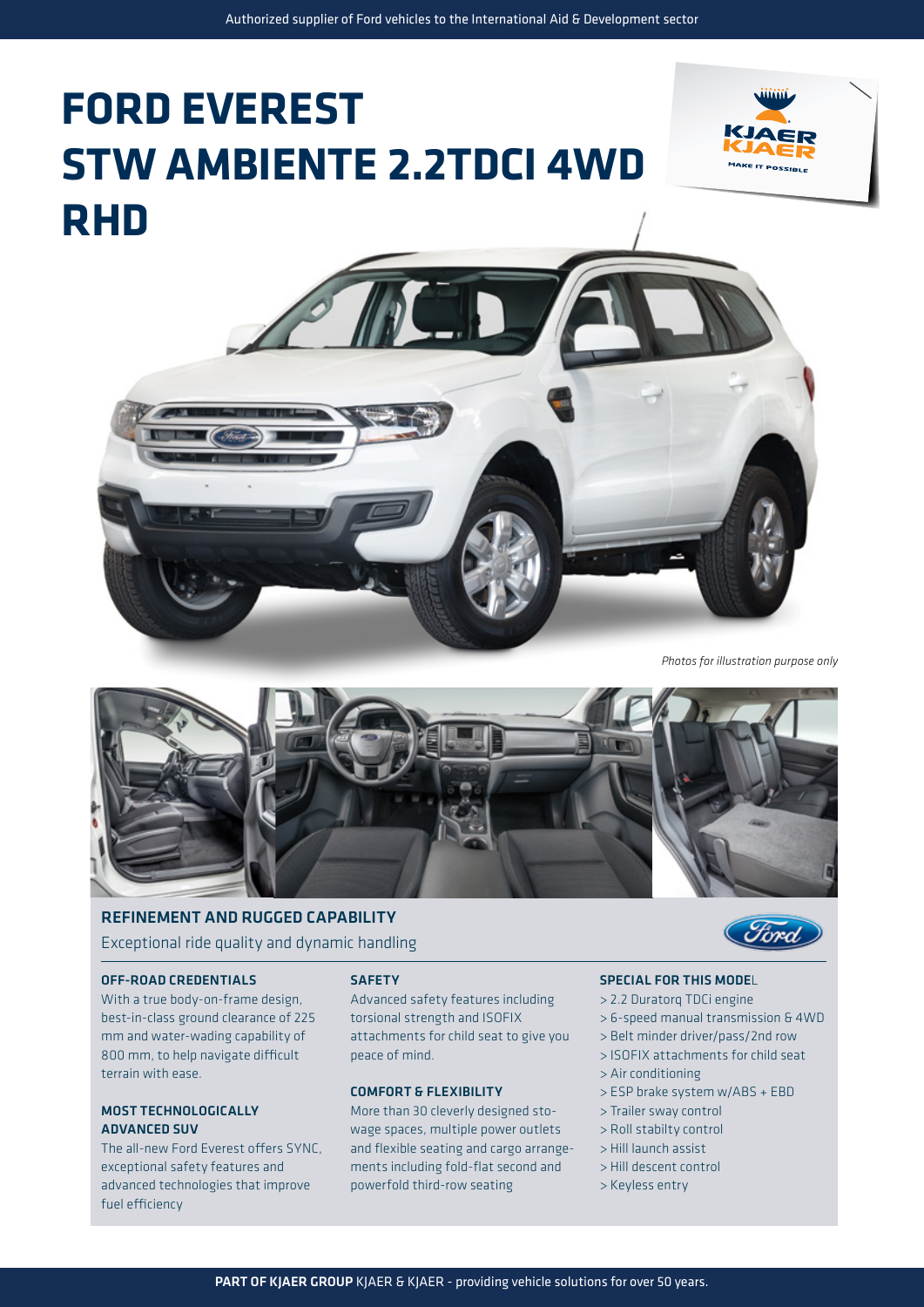Authorized supplier of Ford vehicles to the International Aid & Development sector

# FORD EVEREST STW AMBIENTE 2.2TDCI 4WD RHD

*Photos for illustration purpose only*

## REFINEMENT AND RUGGED CAPABILITY

Exceptional ride quality and dynamic handling

### OFF-ROAD CREDENTIALS

With a true body-on-frame design, best-in-class ground clearance of 225 mm and water-wading capability of 800 mm, to help navigate difficult terrain with ease.

### MOST TECHNOLOGICALLY ADVANCED SUV

The all-new Ford Everest offers SYNC, exceptional safety features and advanced technologies that improve fuel efficiency

### SAFETY

Advanced safety features including torsional strength and ISOFIX attachments for child seat to give you peace of mind.

### COMFORT & FLEXIBILITY

More than 30 cleverly designed stowage spaces, multiple power outlets and flexible seating and cargo arrangements including fold-flat second and powerfold third-row seating

### SPECIAL FOR THIS MODEL

- 2.2 Duratorq TDCi engine
- 6-speed manual transmission & 4WD
- Belt minder driver/pass/2nd row
- ISOFIX attachments for child seat
- Air conditioning
- ESP brake system w/ABS + EBD
- Trailer sway control
- Roll stabilty control
- Hill launch assist
- Hill descent control
- Keyless entry

**PART OF KJAER GROUP** KJAER & KJAER - providing vehicle solutions for over 50 years.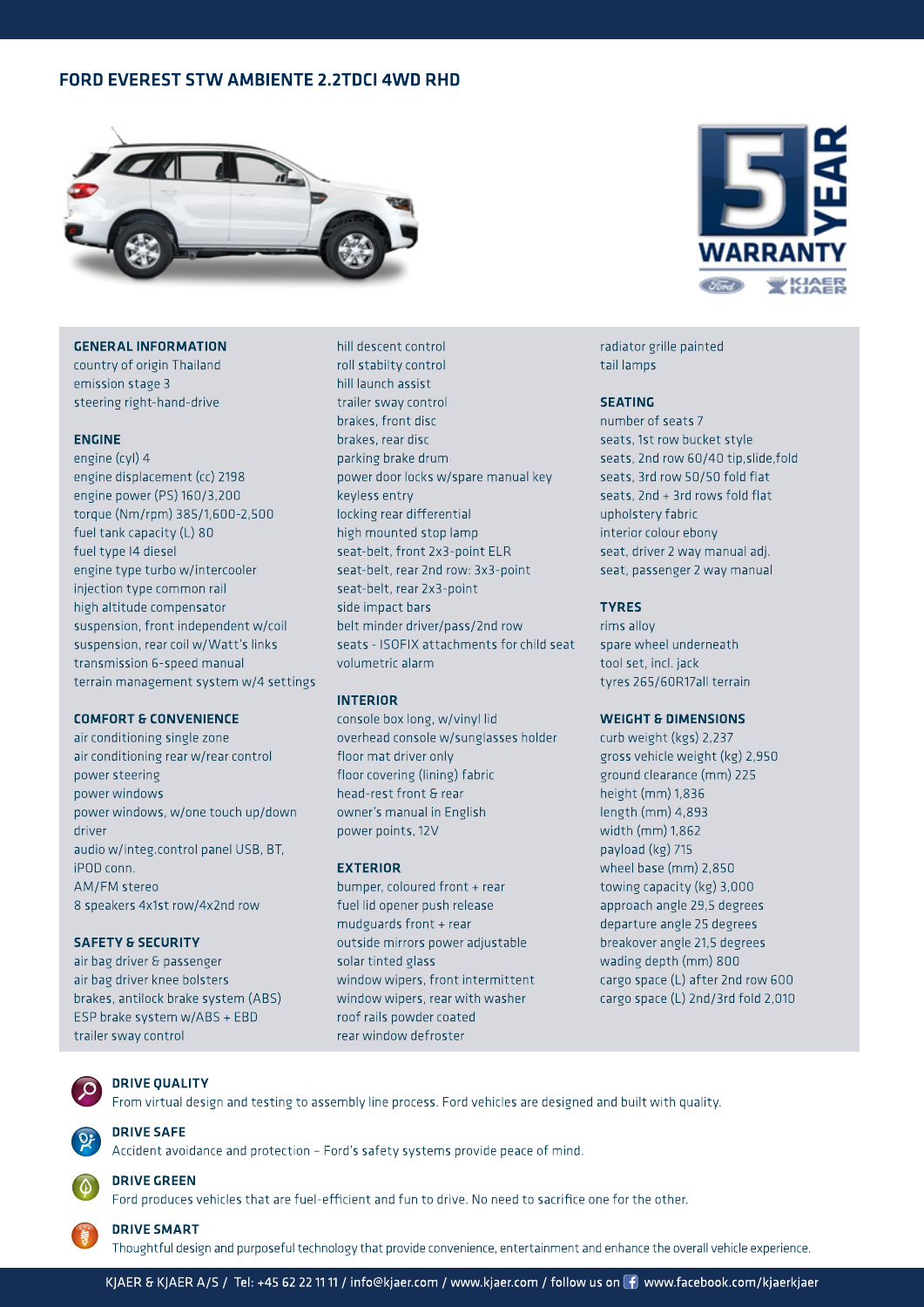# FORD EVEREST STW AMBIENTE 2.2TDCI 4WD RHD

5 YEAR WARRANTY

## GENERAL INFORMATION

country of origin Thailand
emission stage 3
steering right-hand-drive

## ENGINE

engine (cyl) 4
engine displacement (cc) 2198
engine power (PS) 160/3,200
torque (Nm/rpm) 385/1,600-2,500
fuel tank capacity (L) 80
fuel type I4 diesel
engine type turbo w/intercooler
injection type common rail
high altitude compensator
suspension, front independent w/coil
suspension, rear coil w/Watt's links
transmission 6-speed manual
terrain management system w/4 settings

## COMFORT & CONVENIENCE

air conditioning single zone
air conditioning rear w/rear control
power steering
power windows
power windows, w/one touch up/down driver
audio w/integ.control panel USB, BT, iPOD conn.
AM/FM stereo
8 speakers 4x1st row/4x2nd row

## SAFETY & SECURITY

air bag driver & passenger
air bag driver knee bolsters
brakes, antilock brake system (ABS)
ESP brake system w/ABS + EBD
trailer sway control
hill descent control
roll stabilty control
hill launch assist
trailer sway control
brakes, front disc
brakes, rear disc
parking brake drum
power door locks w/spare manual key
keyless entry
locking rear differential
high mounted stop lamp
seat-belt, front 2x3-point ELR
seat-belt, rear 2nd row: 3x3-point
seat-belt, rear 2x3-point
side impact bars
belt minder driver/pass/2nd row
seats - ISOFIX attachments for child seat
volumetric alarm

## INTERIOR

console box long, w/vinyl lid
overhead console w/sunglasses holder
floor mat driver only
floor covering (lining) fabric
head-rest front & rear
owner's manual in English
power points, 12V

## EXTERIOR

bumper, coloured front + rear
fuel lid opener push release
mudguards front + rear
outside mirrors power adjustable
solar tinted glass
window wipers, front intermittent
window wipers, rear with washer
roof rails powder coated
rear window defroster
radiator grille painted
tail lamps

## SEATING

number of seats 7
seats, 1st row bucket style
seats, 2nd row 60/40 tip,slide,fold
seats, 3rd row 50/50 fold flat
seats, 2nd + 3rd rows fold flat
upholstery fabric
interior colour ebony
seat, driver 2 way manual adj.
seat, passenger 2 way manual

## TYRES

rims alloy
spare wheel underneath
tool set, incl. jack
tyres 265/60R17all terrain

## WEIGHT & DIMENSIONS

curb weight (kgs) 2,237
gross vehicle weight (kg) 2,950
ground clearance (mm) 225
height (mm) 1,836
length (mm) 4,893
width (mm) 1,862
payload (kg) 715
wheel base (mm) 2,850
towing capacity (kg) 3,000
approach angle 29,5 degrees
departure angle 25 degrees
breakover angle 21,5 degrees
wading depth (mm) 800
cargo space (L) after 2nd row 600
cargo space (L) 2nd/3rd fold 2,010

### DRIVE QUALITY

From virtual design and testing to assembly line process. Ford vehicles are designed and built with quality.

### DRIVE SAFE

Accident avoidance and protection – Ford's safety systems provide peace of mind.

### DRIVE GREEN

Ford produces vehicles that are fuel-efficient and fun to drive. No need to sacrifice one for the other.

### DRIVE SMART

Thoughtful design and purposeful technology that provide convenience, entertainment and enhance the overall vehicle experience.

KJAER & KJAER A/S / Tel: +45 62 22 11 11 / info@kjaer.com / www.kjaer.com / follow us on www.facebook.com/kjaerkjaer